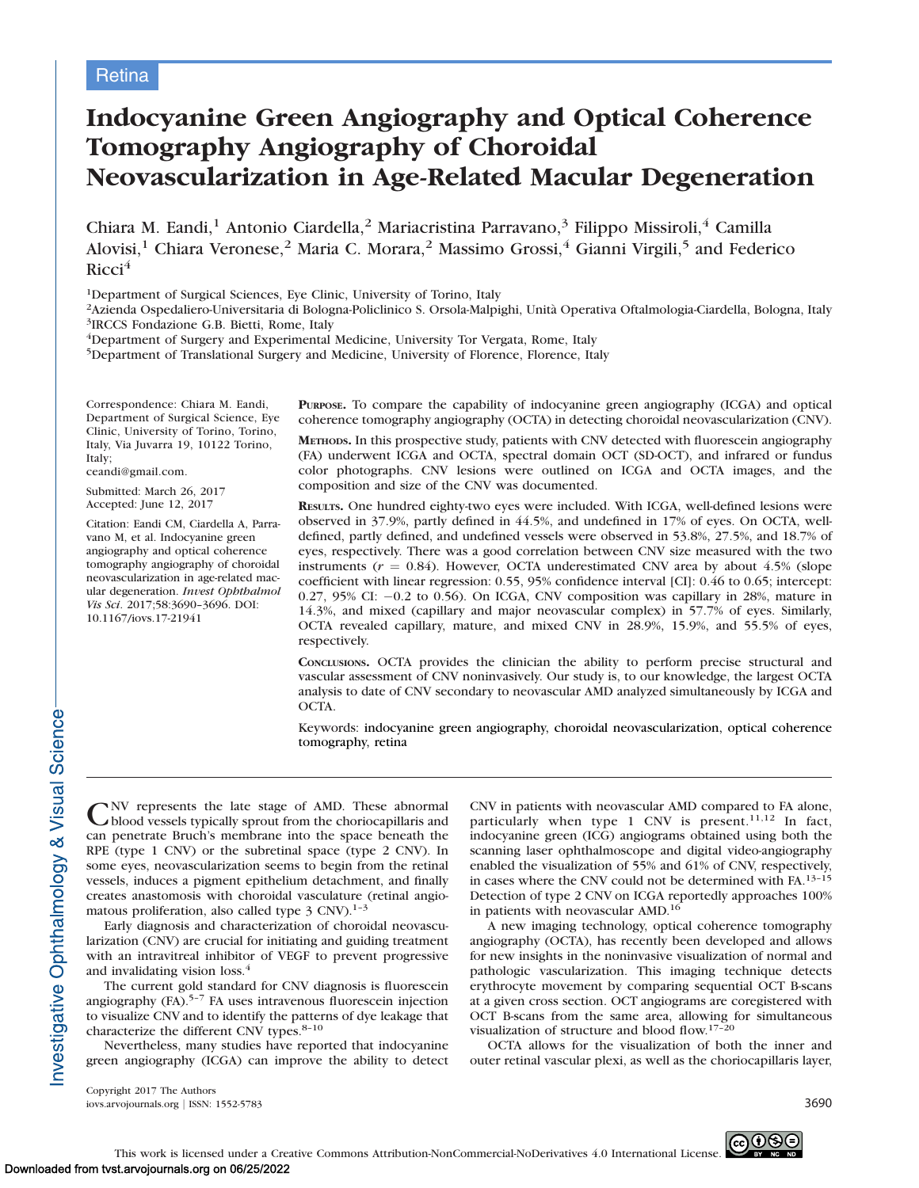Retina

# Indocyanine Green Angiography and Optical Coherence Tomography Angiography of Choroidal Neovascularization in Age-Related Macular Degeneration

Chiara M. Eandi,[1] Antonio Ciardella,[2] Mariacristina Parravano,[3] Filippo Missiroli,[4] Camilla Alovisi,[1] Chiara Veronese,[2] Maria C. Morara,[2] Massimo Grossi,[4] Gianni Virgili,[5] and Federico Ricci[4]

[1]Department of Surgical Sciences, Eye Clinic, University of Torino, Italy
[2]Azienda Ospedaliero-Universitaria di Bologna-Policlinico S. Orsola-Malpighi, Unità Operativa Oftalmologia-Ciardella, Bologna, Italy
[3]IRCCS Fondazione G.B. Bietti, Rome, Italy
[4]Department of Surgery and Experimental Medicine, University Tor Vergata, Rome, Italy
[5]Department of Translational Surgery and Medicine, University of Florence, Florence, Italy

Correspondence: Chiara M. Eandi, Department of Surgical Science, Eye Clinic, University of Torino, Torino, Italy, Via Juvarra 19, 10122 Torino, Italy;
ceandi@gmail.com.

Submitted: March 26, 2017
Accepted: June 12, 2017

Citation: Eandi CM, Ciardella A, Parravano M, et al. Indocyanine green angiography and optical coherence tomography angiography of choroidal neovascularization in age-related macular degeneration. *Invest Ophthalmol Vis Sci*. 2017;58:3690–3696. DOI: 10.1167/iovs.17-21941

**Purpose.** To compare the capability of indocyanine green angiography (ICGA) and optical coherence tomography angiography (OCTA) in detecting choroidal neovascularization (CNV).

**Methods.** In this prospective study, patients with CNV detected with fluorescein angiography (FA) underwent ICGA and OCTA, spectral domain OCT (SD-OCT), and infrared or fundus color photographs. CNV lesions were outlined on ICGA and OCTA images, and the composition and size of the CNV was documented.

**Results.** One hundred eighty-two eyes were included. With ICGA, well-defined lesions were observed in 37.9%, partly defined in 44.5%, and undefined in 17% of eyes. On OCTA, well-defined, partly defined, and undefined vessels were observed in 53.8%, 27.5%, and 18.7% of eyes, respectively. There was a good correlation between CNV size measured with the two instruments ($r = 0.84$). However, OCTA underestimated CNV area by about 4.5% (slope coefficient with linear regression: 0.55, 95% confidence interval [CI]: 0.46 to 0.65; intercept: 0.27, 95% CI: −0.2 to 0.56). On ICGA, CNV composition was capillary in 28%, mature in 14.3%, and mixed (capillary and major neovascular complex) in 57.7% of eyes. Similarly, OCTA revealed capillary, mature, and mixed CNV in 28.9%, 15.9%, and 55.5% of eyes, respectively.

**Conclusions.** OCTA provides the clinician the ability to perform precise structural and vascular assessment of CNV noninvasively. Our study is, to our knowledge, the largest OCTA analysis to date of CNV secondary to neovascular AMD analyzed simultaneously by ICGA and OCTA.

Keywords: indocyanine green angiography, choroidal neovascularization, optical coherence tomography, retina

CNV represents the late stage of AMD. These abnormal blood vessels typically sprout from the choriocapillaris and can penetrate Bruch's membrane into the space beneath the RPE (type 1 CNV) or the subretinal space (type 2 CNV). In some eyes, neovascularization seems to begin from the retinal vessels, induces a pigment epithelium detachment, and finally creates anastomosis with choroidal vasculature (retinal angiomatous proliferation, also called type 3 CNV).[1–3]

Early diagnosis and characterization of choroidal neovascularization (CNV) are crucial for initiating and guiding treatment with an intravitreal inhibitor of VEGF to prevent progressive and invalidating vision loss.[4]

The current gold standard for CNV diagnosis is fluorescein angiography (FA).[5–7] FA uses intravenous fluorescein injection to visualize CNV and to identify the patterns of dye leakage that characterize the different CNV types.[8–10]

Nevertheless, many studies have reported that indocyanine green angiography (ICGA) can improve the ability to detect CNV in patients with neovascular AMD compared to FA alone, particularly when type 1 CNV is present.[11,12] In fact, indocyanine green (ICG) angiograms obtained using both the scanning laser ophthalmoscope and digital video-angiography enabled the visualization of 55% and 61% of CNV, respectively, in cases where the CNV could not be determined with FA.[13–15] Detection of type 2 CNV on ICGA reportedly approaches 100% in patients with neovascular AMD.[16]

A new imaging technology, optical coherence tomography angiography (OCTA), has recently been developed and allows for new insights in the noninvasive visualization of normal and pathologic vascularization. This imaging technique detects erythrocyte movement by comparing sequential OCT B-scans at a given cross section. OCT angiograms are coregistered with OCT B-scans from the same area, allowing for simultaneous visualization of structure and blood flow.[17–20]

OCTA allows for the visualization of both the inner and outer retinal vascular plexi, as well as the choriocapillaris layer,

Copyright 2017 The Authors
iovs.arvojournals.org | ISSN: 1552-5783

This work is licensed under a Creative Commons Attribution-NonCommercial-NoDerivatives 4.0 International License.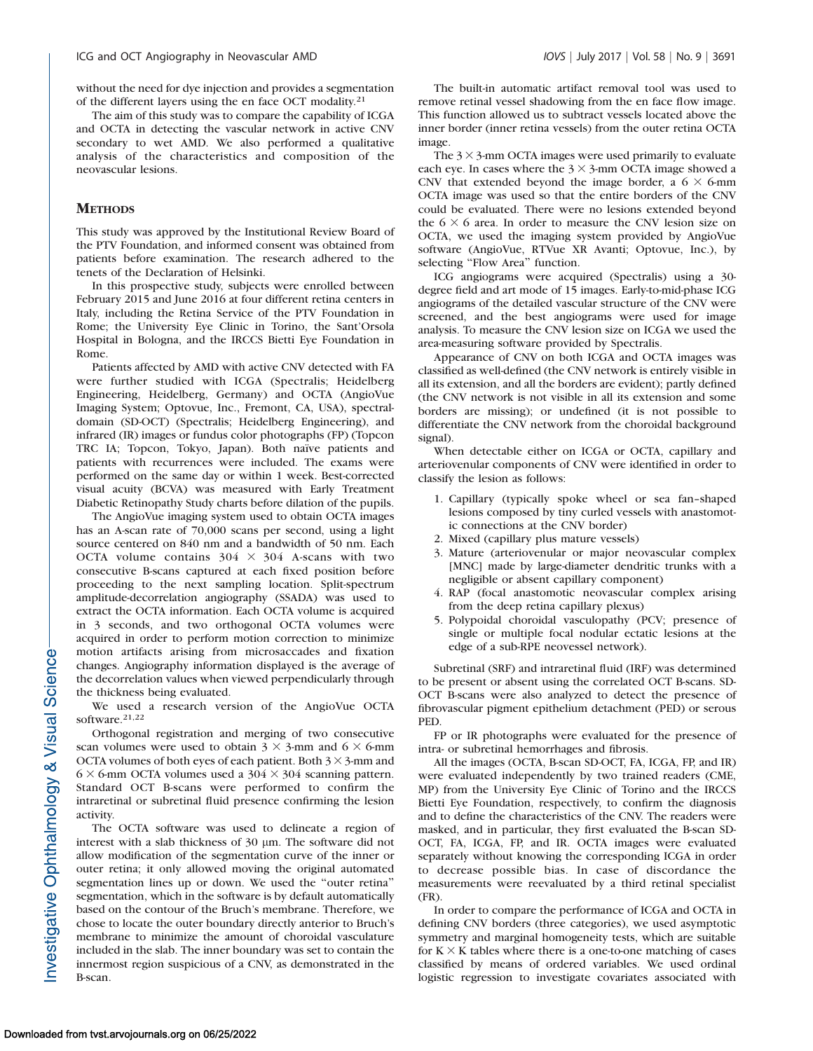without the need for dye injection and provides a segmentation of the different layers using the en face OCT modality.[21]

The aim of this study was to compare the capability of ICGA and OCTA in detecting the vascular network in active CNV secondary to wet AMD. We also performed a qualitative analysis of the characteristics and composition of the neovascular lesions.

## Methods

This study was approved by the Institutional Review Board of the PTV Foundation, and informed consent was obtained from patients before examination. The research adhered to the tenets of the Declaration of Helsinki.

In this prospective study, subjects were enrolled between February 2015 and June 2016 at four different retina centers in Italy, including the Retina Service of the PTV Foundation in Rome; the University Eye Clinic in Torino, the Sant'Orsola Hospital in Bologna, and the IRCCS Bietti Eye Foundation in Rome.

Patients affected by AMD with active CNV detected with FA were further studied with ICGA (Spectralis; Heidelberg Engineering, Heidelberg, Germany) and OCTA (AngioVue Imaging System; Optovue, Inc., Fremont, CA, USA), spectral-domain (SD-OCT) (Spectralis; Heidelberg Engineering), and infrared (IR) images or fundus color photographs (FP) (Topcon TRC IA; Topcon, Tokyo, Japan). Both naïve patients and patients with recurrences were included. The exams were performed on the same day or within 1 week. Best-corrected visual acuity (BCVA) was measured with Early Treatment Diabetic Retinopathy Study charts before dilation of the pupils.

The AngioVue imaging system used to obtain OCTA images has an A-scan rate of 70,000 scans per second, using a light source centered on 840 nm and a bandwidth of 50 nm. Each OCTA volume contains 304 × 304 A-scans with two consecutive B-scans captured at each fixed position before proceeding to the next sampling location. Split-spectrum amplitude-decorrelation angiography (SSADA) was used to extract the OCTA information. Each OCTA volume is acquired in 3 seconds, and two orthogonal OCTA volumes were acquired in order to perform motion correction to minimize motion artifacts arising from microsaccades and fixation changes. Angiography information displayed is the average of the decorrelation values when viewed perpendicularly through the thickness being evaluated.

We used a research version of the AngioVue OCTA software.[21,22]

Orthogonal registration and merging of two consecutive scan volumes were used to obtain 3 × 3-mm and 6 × 6-mm OCTA volumes of both eyes of each patient. Both 3 × 3-mm and 6 × 6-mm OCTA volumes used a 304 × 304 scanning pattern. Standard OCT B-scans were performed to confirm the intraretinal or subretinal fluid presence confirming the lesion activity.

The OCTA software was used to delineate a region of interest with a slab thickness of 30 μm. The software did not allow modification of the segmentation curve of the inner or outer retina; it only allowed moving the original automated segmentation lines up or down. We used the "outer retina" segmentation, which in the software is by default automatically based on the contour of the Bruch's membrane. Therefore, we chose to locate the outer boundary directly anterior to Bruch's membrane to minimize the amount of choroidal vasculature included in the slab. The inner boundary was set to contain the innermost region suspicious of a CNV, as demonstrated in the B-scan.

The built-in automatic artifact removal tool was used to remove retinal vessel shadowing from the en face flow image. This function allowed us to subtract vessels located above the inner border (inner retina vessels) from the outer retina OCTA image.

The 3 × 3-mm OCTA images were used primarily to evaluate each eye. In cases where the 3 × 3-mm OCTA image showed a CNV that extended beyond the image border, a 6 × 6-mm OCTA image was used so that the entire borders of the CNV could be evaluated. There were no lesions extended beyond the 6 × 6 area. In order to measure the CNV lesion size on OCTA, we used the imaging system provided by AngioVue software (AngioVue, RTVue XR Avanti; Optovue, Inc.), by selecting "Flow Area" function.

ICG angiograms were acquired (Spectralis) using a 30-degree field and art mode of 15 images. Early-to-mid-phase ICG angiograms of the detailed vascular structure of the CNV were screened, and the best angiograms were used for image analysis. To measure the CNV lesion size on ICGA we used the area-measuring software provided by Spectralis.

Appearance of CNV on both ICGA and OCTA images was classified as well-defined (the CNV network is entirely visible in all its extension, and all the borders are evident); partly defined (the CNV network is not visible in all its extension and some borders are missing); or undefined (it is not possible to differentiate the CNV network from the choroidal background signal).

When detectable either on ICGA or OCTA, capillary and arteriovenular components of CNV were identified in order to classify the lesion as follows:

1. Capillary (typically spoke wheel or sea fan–shaped lesions composed by tiny curled vessels with anastomotic connections at the CNV border)
2. Mixed (capillary plus mature vessels)
3. Mature (arteriovenular or major neovascular complex [MNC] made by large-diameter dendritic trunks with a negligible or absent capillary component)
4. RAP (focal anastomotic neovascular complex arising from the deep retina capillary plexus)
5. Polypoidal choroidal vasculopathy (PCV; presence of single or multiple focal nodular ectatic lesions at the edge of a sub-RPE neovessel network).

Subretinal (SRF) and intraretinal fluid (IRF) was determined to be present or absent using the correlated OCT B-scans. SD-OCT B-scans were also analyzed to detect the presence of fibrovascular pigment epithelium detachment (PED) or serous PED.

FP or IR photographs were evaluated for the presence of intra- or subretinal hemorrhages and fibrosis.

All the images (OCTA, B-scan SD-OCT, FA, ICGA, FP, and IR) were evaluated independently by two trained readers (CME, MP) from the University Eye Clinic of Torino and the IRCCS Bietti Eye Foundation, respectively, to confirm the diagnosis and to define the characteristics of the CNV. The readers were masked, and in particular, they first evaluated the B-scan SD-OCT, FA, ICGA, FP, and IR. OCTA images were evaluated separately without knowing the corresponding ICGA in order to decrease possible bias. In case of discordance the measurements were reevaluated by a third retinal specialist (FR).

In order to compare the performance of ICGA and OCTA in defining CNV borders (three categories), we used asymptotic symmetry and marginal homogeneity tests, which are suitable for K × K tables where there is a one-to-one matching of cases classified by means of ordered variables. We used ordinal logistic regression to investigate covariates associated with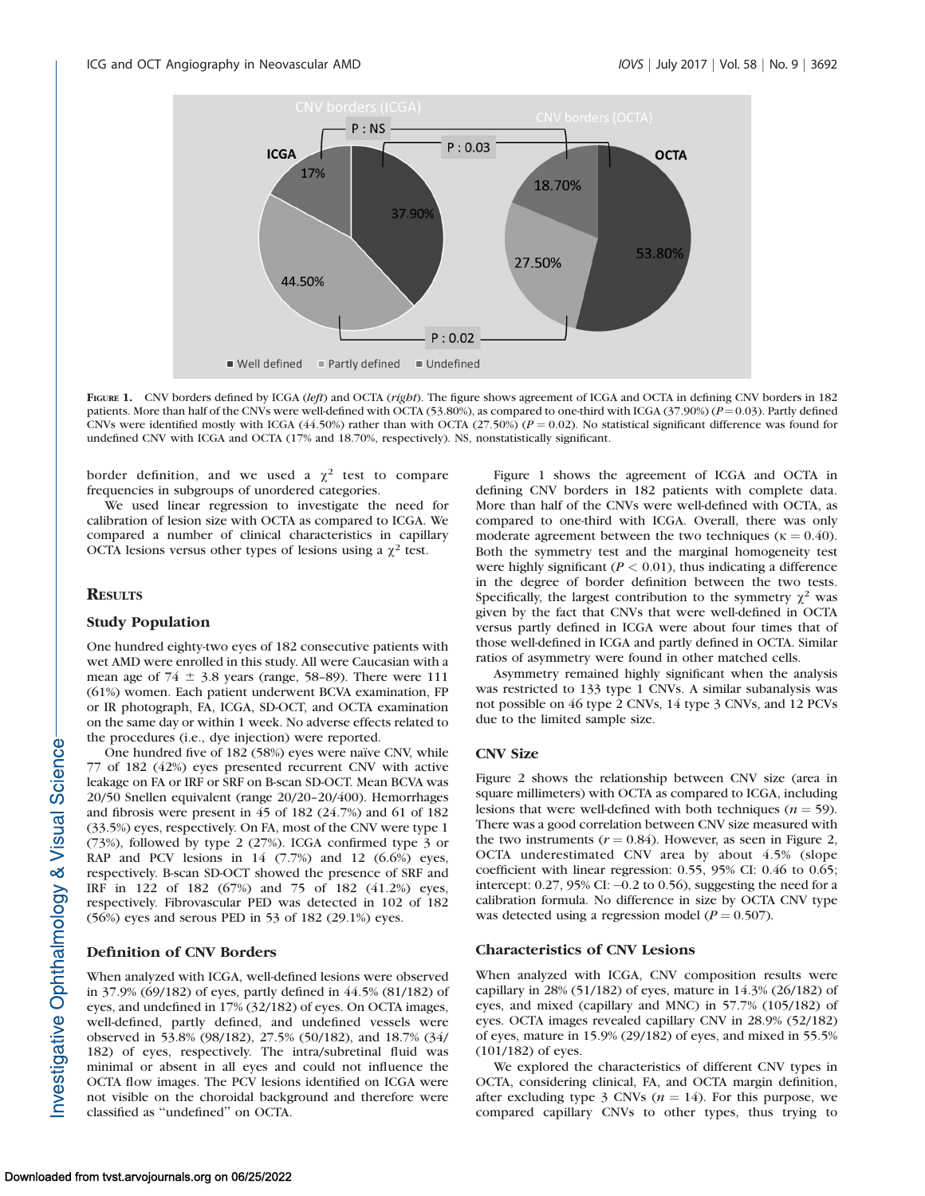FIGURE 1. CNV borders defined by ICGA (*left*) and OCTA (*right*). The figure shows agreement of ICGA and OCTA in defining CNV borders in 182 patients. More than half of the CNVs were well-defined with OCTA (53.80%), as compared to one-third with ICGA (37.90%) ($P = 0.03$). Partly defined CNVs were identified mostly with ICGA (44.50%) rather than with OCTA (27.50%) ($P = 0.02$). No statistical significant difference was found for undefined CNV with ICGA and OCTA (17% and 18.70%, respectively). NS, nonstatistically significant.

border definition, and we used a $\chi^2$ test to compare frequencies in subgroups of unordered categories.

We used linear regression to investigate the need for calibration of lesion size with OCTA as compared to ICGA. We compared a number of clinical characteristics in capillary OCTA lesions versus other types of lesions using a $\chi^2$ test.

## RESULTS

### Study Population

One hundred eighty-two eyes of 182 consecutive patients with wet AMD were enrolled in this study. All were Caucasian with a mean age of 74 ± 3.8 years (range, 58–89). There were 111 (61%) women. Each patient underwent BCVA examination, FP or IR photograph, FA, ICGA, SD-OCT, and OCTA examination on the same day or within 1 week. No adverse effects related to the procedures (i.e., dye injection) were reported.

One hundred five of 182 (58%) eyes were naïve CNV, while 77 of 182 (42%) eyes presented recurrent CNV with active leakage on FA or IRF or SRF on B-scan SD-OCT. Mean BCVA was 20/50 Snellen equivalent (range 20/20–20/400). Hemorrhages and fibrosis were present in 45 of 182 (24.7%) and 61 of 182 (33.5%) eyes, respectively. On FA, most of the CNV were type 1 (73%), followed by type 2 (27%). ICGA confirmed type 3 or RAP and PCV lesions in 14 (7.7%) and 12 (6.6%) eyes, respectively. B-scan SD-OCT showed the presence of SRF and IRF in 122 of 182 (67%) and 75 of 182 (41.2%) eyes, respectively. Fibrovascular PED was detected in 102 of 182 (56%) eyes and serous PED in 53 of 182 (29.1%) eyes.

### Definition of CNV Borders

When analyzed with ICGA, well-defined lesions were observed in 37.9% (69/182) of eyes, partly defined in 44.5% (81/182) of eyes, and undefined in 17% (32/182) of eyes. On OCTA images, well-defined, partly defined, and undefined vessels were observed in 53.8% (98/182), 27.5% (50/182), and 18.7% (34/182) of eyes, respectively. The intra/subretinal fluid was minimal or absent in all eyes and could not influence the OCTA flow images. The PCV lesions identified on ICGA were not visible on the choroidal background and therefore were classified as "undefined" on OCTA.

Figure 1 shows the agreement of ICGA and OCTA in defining CNV borders in 182 patients with complete data. More than half of the CNVs were well-defined with OCTA, as compared to one-third with ICGA. Overall, there was only moderate agreement between the two techniques ($\kappa = 0.40$). Both the symmetry test and the marginal homogeneity test were highly significant ($P < 0.01$), thus indicating a difference in the degree of border definition between the two tests. Specifically, the largest contribution to the symmetry $\chi^2$ was given by the fact that CNVs that were well-defined in OCTA versus partly defined in ICGA were about four times that of those well-defined in ICGA and partly defined in OCTA. Similar ratios of asymmetry were found in other matched cells.

Asymmetry remained highly significant when the analysis was restricted to 133 type 1 CNVs. A similar subanalysis was not possible on 46 type 2 CNVs, 14 type 3 CNVs, and 12 PCVs due to the limited sample size.

### CNV Size

Figure 2 shows the relationship between CNV size (area in square millimeters) with OCTA as compared to ICGA, including lesions that were well-defined with both techniques ($n = 59$). There was a good correlation between CNV size measured with the two instruments ($r = 0.84$). However, as seen in Figure 2, OCTA underestimated CNV area by about 4.5% (slope coefficient with linear regression: 0.55, 95% CI: 0.46 to 0.65; intercept: 0.27, 95% CI: –0.2 to 0.56), suggesting the need for a calibration formula. No difference in size by OCTA CNV type was detected using a regression model ($P = 0.507$).

### Characteristics of CNV Lesions

When analyzed with ICGA, CNV composition results were capillary in 28% (51/182) of eyes, mature in 14.3% (26/182) of eyes, and mixed (capillary and MNC) in 57.7% (105/182) of eyes. OCTA images revealed capillary CNV in 28.9% (52/182) of eyes, mature in 15.9% (29/182) of eyes, and mixed in 55.5% (101/182) of eyes.

We explored the characteristics of different CNV types in OCTA, considering clinical, FA, and OCTA margin definition, after excluding type 3 CNVs ($n = 14$). For this purpose, we compared capillary CNVs to other types, thus trying to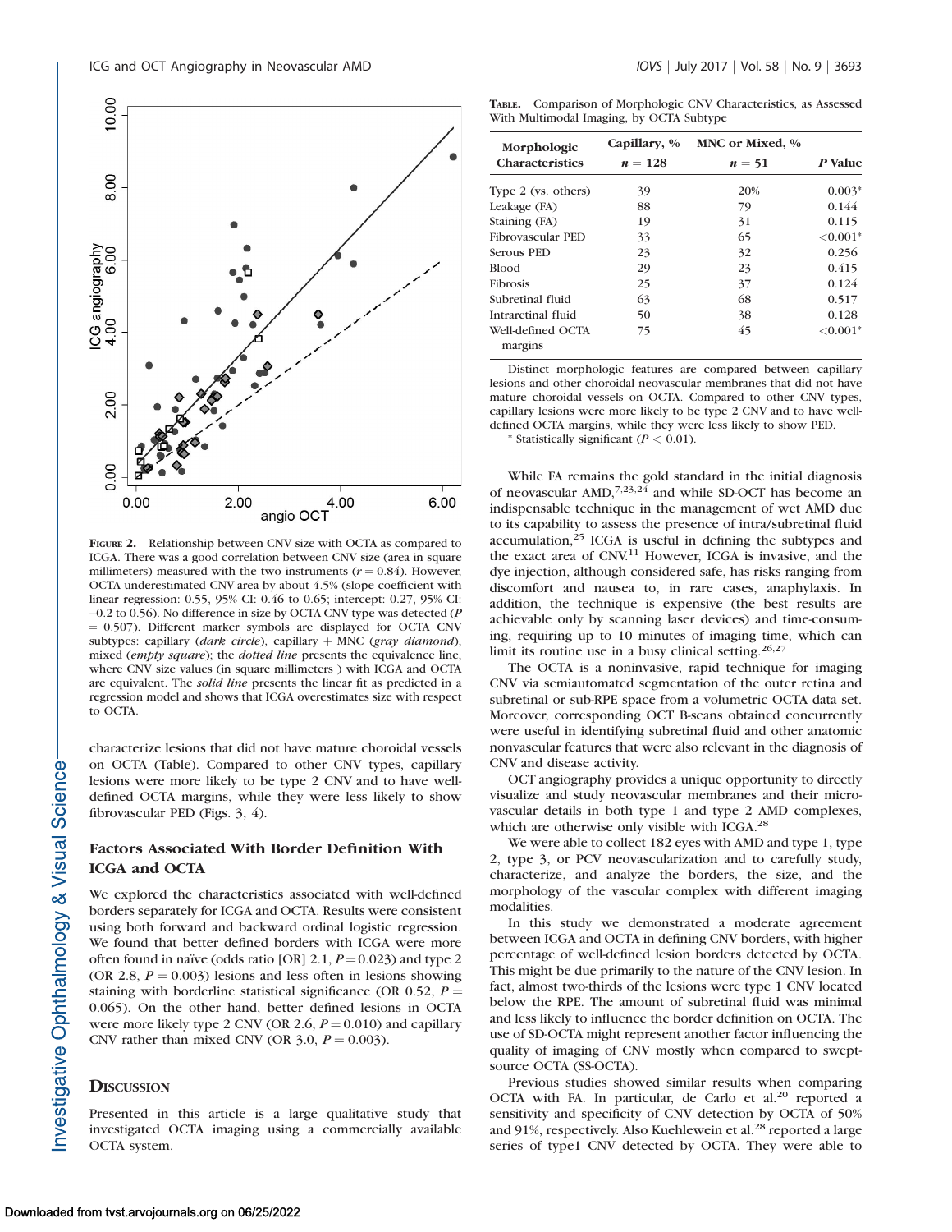FIGURE 2. Relationship between CNV size with OCTA as compared to ICGA. There was a good correlation between CNV size (area in square millimeters) measured with the two instruments ($r = 0.84$). However, OCTA underestimated CNV area by about 4.5% (slope coefficient with linear regression: 0.55, 95% CI: 0.46 to 0.65; intercept: 0.27, 95% CI: −0.2 to 0.56). No difference in size by OCTA CNV type was detected ($P = 0.507$). Different marker symbols are displayed for OCTA CNV subtypes: capillary (*dark circle*), capillary + MNC (*gray diamond*), mixed (*empty square*); the *dotted line* presents the equivalence line, where CNV size values (in square millimeters ) with ICGA and OCTA are equivalent. The *solid line* presents the linear fit as predicted in a regression model and shows that ICGA overestimates size with respect to OCTA.

characterize lesions that did not have mature choroidal vessels on OCTA (Table). Compared to other CNV types, capillary lesions were more likely to be type 2 CNV and to have well-defined OCTA margins, while they were less likely to show fibrovascular PED (Figs. 3, 4).

### Factors Associated With Border Definition With ICGA and OCTA

We explored the characteristics associated with well-defined borders separately for ICGA and OCTA. Results were consistent using both forward and backward ordinal logistic regression. We found that better defined borders with ICGA were more often found in naïve (odds ratio [OR] 2.1, $P = 0.023$) and type 2 (OR 2.8, $P = 0.003$) lesions and less often in lesions showing staining with borderline statistical significance (OR 0.52, $P = 0.065$). On the other hand, better defined lesions in OCTA were more likely type 2 CNV (OR 2.6, $P = 0.010$) and capillary CNV rather than mixed CNV (OR 3.0, $P = 0.003$).

## DISCUSSION

Presented in this article is a large qualitative study that investigated OCTA imaging using a commercially available OCTA system.

TABLE. Comparison of Morphologic CNV Characteristics, as Assessed With Multimodal Imaging, by OCTA Subtype

| Morphologic Characteristics | Capillary, % $n = 128$ | MNC or Mixed, % $n = 51$ | P Value |
|---|---|---|---|
| Type 2 (vs. others) | 39 | 20% | 0.003* |
| Leakage (FA) | 88 | 79 | 0.144 |
| Staining (FA) | 19 | 31 | 0.115 |
| Fibrovascular PED | 33 | 65 | <0.001* |
| Serous PED | 23 | 32 | 0.256 |
| Blood | 29 | 23 | 0.415 |
| Fibrosis | 25 | 37 | 0.124 |
| Subretinal fluid | 63 | 68 | 0.517 |
| Intraretinal fluid | 50 | 38 | 0.128 |
| Well-defined OCTA margins | 75 | 45 | <0.001* |

Distinct morphologic features are compared between capillary lesions and other choroidal neovascular membranes that did not have mature choroidal vessels on OCTA. Compared to other CNV types, capillary lesions were more likely to be type 2 CNV and to have well-defined OCTA margins, while they were less likely to show PED.

\* Statistically significant ($P < 0.01$).

While FA remains the gold standard in the initial diagnosis of neovascular AMD,[7,23,24] and while SD-OCT has become an indispensable technique in the management of wet AMD due to its capability to assess the presence of intra/subretinal fluid accumulation,[25] ICGA is useful in defining the subtypes and the exact area of CNV.[11] However, ICGA is invasive, and the dye injection, although considered safe, has risks ranging from discomfort and nausea to, in rare cases, anaphylaxis. In addition, the technique is expensive (the best results are achievable only by scanning laser devices) and time-consuming, requiring up to 10 minutes of imaging time, which can limit its routine use in a busy clinical setting.[26,27]

The OCTA is a noninvasive, rapid technique for imaging CNV via semiautomated segmentation of the outer retina and subretinal or sub-RPE space from a volumetric OCTA data set. Moreover, corresponding OCT B-scans obtained concurrently were useful in identifying subretinal fluid and other anatomic nonvascular features that were also relevant in the diagnosis of CNV and disease activity.

OCT angiography provides a unique opportunity to directly visualize and study neovascular membranes and their microvascular details in both type 1 and type 2 AMD complexes, which are otherwise only visible with ICGA.[28]

We were able to collect 182 eyes with AMD and type 1, type 2, type 3, or PCV neovascularization and to carefully study, characterize, and analyze the borders, the size, and the morphology of the vascular complex with different imaging modalities.

In this study we demonstrated a moderate agreement between ICGA and OCTA in defining CNV borders, with higher percentage of well-defined lesion borders detected by OCTA. This might be due primarily to the nature of the CNV lesion. In fact, almost two-thirds of the lesions were type 1 CNV located below the RPE. The amount of subretinal fluid was minimal and less likely to influence the border definition on OCTA. The use of SD-OCTA might represent another factor influencing the quality of imaging of CNV mostly when compared to swept-source OCTA (SS-OCTA).

Previous studies showed similar results when comparing OCTA with FA. In particular, de Carlo et al.[20] reported a sensitivity and specificity of CNV detection by OCTA of 50% and 91%, respectively. Also Kuehlewein et al.[28] reported a large series of type1 CNV detected by OCTA. They were able to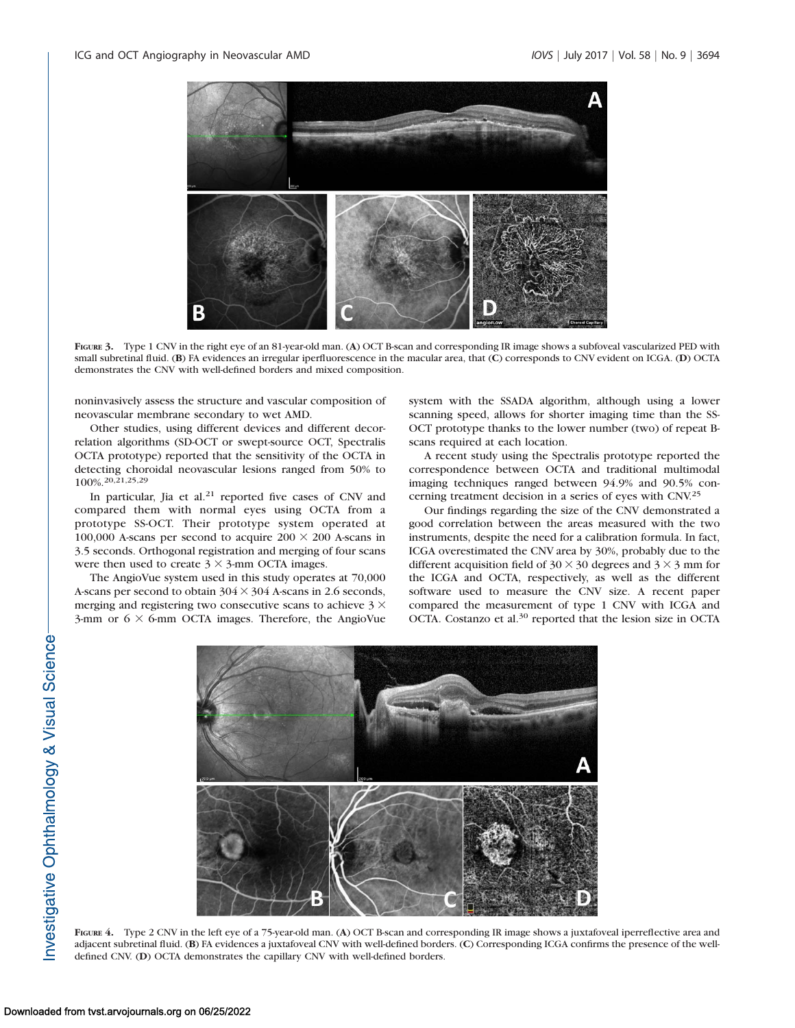**FIGURE 3.** Type 1 CNV in the right eye of an 81-year-old man. (**A**) OCT B-scan and corresponding IR image shows a subfoveal vascularized PED with small subretinal fluid. (**B**) FA evidences an irregular iperfluorescence in the macular area, that (**C**) corresponds to CNV evident on ICGA. (**D**) OCTA demonstrates the CNV with well-defined borders and mixed composition.

noninvasively assess the structure and vascular composition of neovascular membrane secondary to wet AMD.

Other studies, using different devices and different decorrelation algorithms (SD-OCT or swept-source OCT, Spectralis OCTA prototype) reported that the sensitivity of the OCTA in detecting choroidal neovascular lesions ranged from 50% to 100%.[20,21,25,29]

In particular, Jia et al.[21] reported five cases of CNV and compared them with normal eyes using OCTA from a prototype SS-OCT. Their prototype system operated at 100,000 A-scans per second to acquire $200 \times 200$ A-scans in 3.5 seconds. Orthogonal registration and merging of four scans were then used to create $3 \times 3$-mm OCTA images.

The AngioVue system used in this study operates at 70,000 A-scans per second to obtain $304 \times 304$ A-scans in 2.6 seconds, merging and registering two consecutive scans to achieve $3 \times 3$-mm or $6 \times 6$-mm OCTA images. Therefore, the AngioVue system with the SSADA algorithm, although using a lower scanning speed, allows for shorter imaging time than the SS-OCT prototype thanks to the lower number (two) of repeat B-scans required at each location.

A recent study using the Spectralis prototype reported the correspondence between OCTA and traditional multimodal imaging techniques ranged between 94.9% and 90.5% concerning treatment decision in a series of eyes with CNV.[25]

Our findings regarding the size of the CNV demonstrated a good correlation between the areas measured with the two instruments, despite the need for a calibration formula. In fact, ICGA overestimated the CNV area by 30%, probably due to the different acquisition field of $30 \times 30$ degrees and $3 \times 3$ mm for the ICGA and OCTA, respectively, as well as the different software used to measure the CNV size. A recent paper compared the measurement of type 1 CNV with ICGA and OCTA. Costanzo et al.[30] reported that the lesion size in OCTA

**FIGURE 4.** Type 2 CNV in the left eye of a 75-year-old man. (**A**) OCT B-scan and corresponding IR image shows a juxtafoveal iperreflective area and adjacent subretinal fluid. (**B**) FA evidences a juxtafoveal CNV with well-defined borders. (**C**) Corresponding ICGA confirms the presence of the well-defined CNV. (**D**) OCTA demonstrates the capillary CNV with well-defined borders.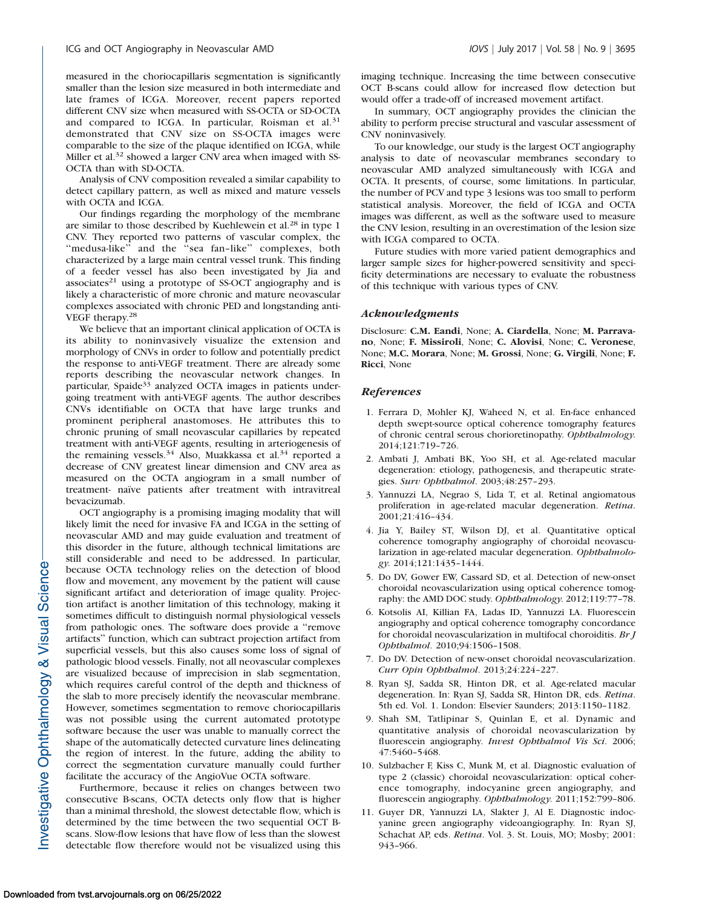measured in the choriocapillaris segmentation is significantly smaller than the lesion size measured in both intermediate and late frames of ICGA. Moreover, recent papers reported different CNV size when measured with SS-OCTA or SD-OCTA and compared to ICGA. In particular, Roisman et al.[31] demonstrated that CNV size on SS-OCTA images were comparable to the size of the plaque identified on ICGA, while Miller et al.[32] showed a larger CNV area when imaged with SS-OCTA than with SD-OCTA.

Analysis of CNV composition revealed a similar capability to detect capillary pattern, as well as mixed and mature vessels with OCTA and ICGA.

Our findings regarding the morphology of the membrane are similar to those described by Kuehlewein et al.[28] in type 1 CNV. They reported two patterns of vascular complex, the "medusa-like" and the "sea fan–like" complexes, both characterized by a large main central vessel trunk. This finding of a feeder vessel has also been investigated by Jia and associates[21] using a prototype of SS-OCT angiography and is likely a characteristic of more chronic and mature neovascular complexes associated with chronic PED and longstanding anti-VEGF therapy.[28]

We believe that an important clinical application of OCTA is its ability to noninvasively visualize the extension and morphology of CNVs in order to follow and potentially predict the response to anti-VEGF treatment. There are already some reports describing the neovascular network changes. In particular, Spaide[33] analyzed OCTA images in patients undergoing treatment with anti-VEGF agents. The author describes CNVs identifiable on OCTA that have large trunks and prominent peripheral anastomoses. He attributes this to chronic pruning of small neovascular capillaries by repeated treatment with anti-VEGF agents, resulting in arteriogenesis of the remaining vessels.[34] Also, Muakkassa et al.[34] reported a decrease of CNV greatest linear dimension and CNV area as measured on the OCTA angiogram in a small number of treatment- naïve patients after treatment with intravitreal bevacizumab.

OCT angiography is a promising imaging modality that will likely limit the need for invasive FA and ICGA in the setting of neovascular AMD and may guide evaluation and treatment of this disorder in the future, although technical limitations are still considerable and need to be addressed. In particular, because OCTA technology relies on the detection of blood flow and movement, any movement by the patient will cause significant artifact and deterioration of image quality. Projection artifact is another limitation of this technology, making it sometimes difficult to distinguish normal physiological vessels from pathologic ones. The software does provide a "remove artifacts" function, which can subtract projection artifact from superficial vessels, but this also causes some loss of signal of pathologic blood vessels. Finally, not all neovascular complexes are visualized because of imprecision in slab segmentation, which requires careful control of the depth and thickness of the slab to more precisely identify the neovascular membrane. However, sometimes segmentation to remove choriocapillaris was not possible using the current automated prototype software because the user was unable to manually correct the shape of the automatically detected curvature lines delineating the region of interest. In the future, adding the ability to correct the segmentation curvature manually could further facilitate the accuracy of the AngioVue OCTA software.

Furthermore, because it relies on changes between two consecutive B-scans, OCTA detects only flow that is higher than a minimal threshold, the slowest detectable flow, which is determined by the time between the two sequential OCT B-scans. Slow-flow lesions that have flow of less than the slowest detectable flow therefore would not be visualized using this imaging technique. Increasing the time between consecutive OCT B-scans could allow for increased flow detection but would offer a trade-off of increased movement artifact.

In summary, OCT angiography provides the clinician the ability to perform precise structural and vascular assessment of CNV noninvasively.

To our knowledge, our study is the largest OCT angiography analysis to date of neovascular membranes secondary to neovascular AMD analyzed simultaneously with ICGA and OCTA. It presents, of course, some limitations. In particular, the number of PCV and type 3 lesions was too small to perform statistical analysis. Moreover, the field of ICGA and OCTA images was different, as well as the software used to measure the CNV lesion, resulting in an overestimation of the lesion size with ICGA compared to OCTA.

Future studies with more varied patient demographics and larger sample sizes for higher-powered sensitivity and specificity determinations are necessary to evaluate the robustness of this technique with various types of CNV.

## *Acknowledgments*

Disclosure: **C.M. Eandi**, None; **A. Ciardella**, None; **M. Parravano**, None; **F. Missiroli**, None; **C. Alovisi**, None; **C. Veronese**, None; **M.C. Morara**, None; **M. Grossi**, None; **G. Virgili**, None; **F. Ricci**, None

## *References*

1. Ferrara D, Mohler KJ, Waheed N, et al. En-face enhanced depth swept-source optical coherence tomography features of chronic central serous chorioretinopathy. *Ophthalmology*. 2014;121:719–726.
2. Ambati J, Ambati BK, Yoo SH, et al. Age-related macular degeneration: etiology, pathogenesis, and therapeutic strategies. *Surv Ophthalmol*. 2003;48:257–293.
3. Yannuzzi LA, Negrao S, Lida T, et al. Retinal angiomatous proliferation in age-related macular degeneration. *Retina*. 2001;21:416–434.
4. Jia Y, Bailey ST, Wilson DJ, et al. Quantitative optical coherence tomography angiography of choroidal neovascularization in age-related macular degeneration. *Ophthalmology*. 2014;121:1435–1444.
5. Do DV, Gower EW, Cassard SD, et al. Detection of new-onset choroidal neovascularization using optical coherence tomography: the AMD DOC study. *Ophthalmology*. 2012;119:77–78.
6. Kotsolis AI, Killian FA, Ladas ID, Yannuzzi LA. Fluorescein angiography and optical coherence tomography concordance for choroidal neovascularization in multifocal choroiditis. *Br J Ophthalmol*. 2010;94:1506–1508.
7. Do DV. Detection of new-onset choroidal neovascularization. *Curr Opin Ophthalmol*. 2013;24:224–227.
8. Ryan SJ, Sadda SR, Hinton DR, et al. Age-related macular degeneration. In: Ryan SJ, Sadda SR, Hinton DR, eds. *Retina*. 5th ed. Vol. 1. London: Elsevier Saunders; 2013:1150–1182.
9. Shah SM, Tatlipinar S, Quinlan E, et al. Dynamic and quantitative analysis of choroidal neovascularization by fluorescein angiography. *Invest Ophthalmol Vis Sci*. 2006; 47:5460–5468.
10. Sulzbacher F, Kiss C, Munk M, et al. Diagnostic evaluation of type 2 (classic) choroidal neovascularization: optical coherence tomography, indocyanine green angiography, and fluorescein angiography. *Ophthalmology*. 2011;152:799–806.
11. Guyer DR, Yannuzzi LA, Slakter J, Al E. Diagnostic indocyanine green angiography videoangiography. In: Ryan SJ, Schachat AP, eds. *Retina*. Vol. 3. St. Louis, MO; Mosby; 2001: 943–966.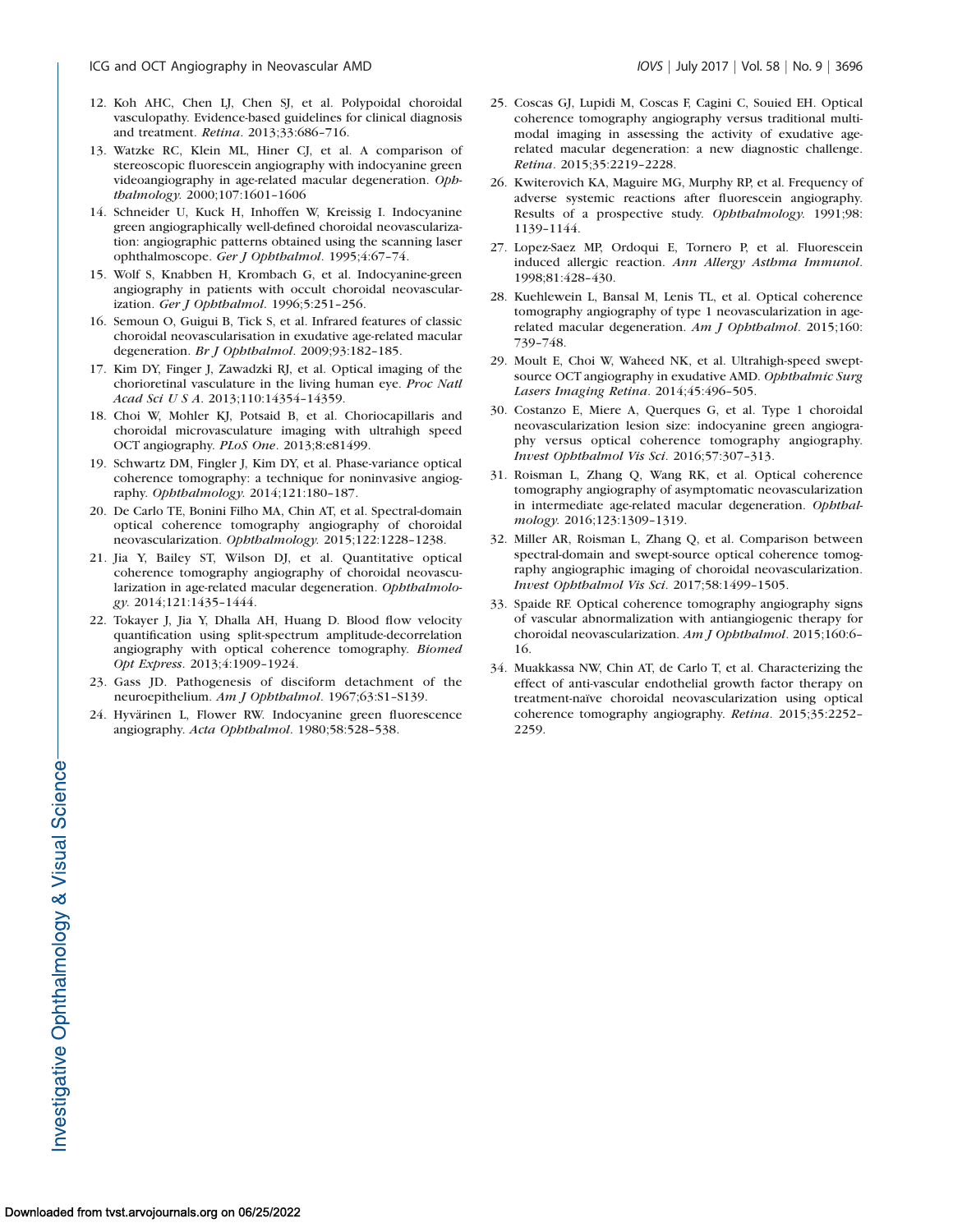12. Koh AHC, Chen LJ, Chen SJ, et al. Polypoidal choroidal vasculopathy. Evidence-based guidelines for clinical diagnosis and treatment. *Retina*. 2013;33:686–716.
13. Watzke RC, Klein ML, Hiner CJ, et al. A comparison of stereoscopic fluorescein angiography with indocyanine green videoangiography in age-related macular degeneration. *Ophthalmology.* 2000;107:1601–1606
14. Schneider U, Kuck H, Inhoffen W, Kreissig I. Indocyanine green angiographically well-defined choroidal neovascularization: angiographic patterns obtained using the scanning laser ophthalmoscope. *Ger J Ophthalmol*. 1995;4:67–74.
15. Wolf S, Knabben H, Krombach G, et al. Indocyanine-green angiography in patients with occult choroidal neovascularization. *Ger J Ophthalmol*. 1996;5:251–256.
16. Semoun O, Guigui B, Tick S, et al. Infrared features of classic choroidal neovascularisation in exudative age-related macular degeneration. *Br J Ophthalmol*. 2009;93:182–185.
17. Kim DY, Finger J, Zawadzki RJ, et al. Optical imaging of the chorioretinal vasculature in the living human eye. *Proc Natl Acad Sci U S A*. 2013;110:14354–14359.
18. Choi W, Mohler KJ, Potsaid B, et al. Choriocapillaris and choroidal microvasculature imaging with ultrahigh speed OCT angiography. *PLoS One*. 2013;8:e81499.
19. Schwartz DM, Fingler J, Kim DY, et al. Phase-variance optical coherence tomography: a technique for noninvasive angiography. *Ophthalmology.* 2014;121:180–187.
20. De Carlo TE, Bonini Filho MA, Chin AT, et al. Spectral-domain optical coherence tomography angiography of choroidal neovascularization. *Ophthalmology.* 2015;122:1228–1238.
21. Jia Y, Bailey ST, Wilson DJ, et al. Quantitative optical coherence tomography angiography of choroidal neovascularization in age-related macular degeneration. *Ophthalmology*. 2014;121:1435–1444.
22. Tokayer J, Jia Y, Dhalla AH, Huang D. Blood flow velocity quantification using split-spectrum amplitude-decorrelation angiography with optical coherence tomography. *Biomed Opt Express*. 2013;4:1909–1924.
23. Gass JD. Pathogenesis of disciform detachment of the neuroepithelium. *Am J Ophthalmol*. 1967;63:S1–S139.
24. Hyvärinen L, Flower RW. Indocyanine green fluorescence angiography. *Acta Ophthalmol*. 1980;58:528–538.
25. Coscas GJ, Lupidi M, Coscas F, Cagini C, Souied EH. Optical coherence tomography angiography versus traditional multimodal imaging in assessing the activity of exudative age-related macular degeneration: a new diagnostic challenge. *Retina*. 2015;35:2219–2228.
26. Kwiterovich KA, Maguire MG, Murphy RP, et al. Frequency of adverse systemic reactions after fluorescein angiography. Results of a prospective study. *Ophthalmology.* 1991;98: 1139–1144.
27. Lopez-Saez MP, Ordoqui E, Tornero P, et al. Fluorescein induced allergic reaction. *Ann Allergy Asthma Immunol*. 1998;81:428–430.
28. Kuehlewein L, Bansal M, Lenis TL, et al. Optical coherence tomography angiography of type 1 neovascularization in age-related macular degeneration. *Am J Ophthalmol*. 2015;160: 739–748.
29. Moult E, Choi W, Waheed NK, et al. Ultrahigh-speed swept-source OCT angiography in exudative AMD. *Ophthalmic Surg Lasers Imaging Retina*. 2014;45:496–505.
30. Costanzo E, Miere A, Querques G, et al. Type 1 choroidal neovascularization lesion size: indocyanine green angiography versus optical coherence tomography angiography. *Invest Ophthalmol Vis Sci*. 2016;57:307–313.
31. Roisman L, Zhang Q, Wang RK, et al. Optical coherence tomography angiography of asymptomatic neovascularization in intermediate age-related macular degeneration. *Ophthalmology.* 2016;123:1309–1319.
32. Miller AR, Roisman L, Zhang Q, et al. Comparison between spectral-domain and swept-source optical coherence tomography angiographic imaging of choroidal neovascularization. *Invest Ophthalmol Vis Sci*. 2017;58:1499–1505.
33. Spaide RF. Optical coherence tomography angiography signs of vascular abnormalization with antiangiogenic therapy for choroidal neovascularization. *Am J Ophthalmol*. 2015;160:6–16.
34. Muakkassa NW, Chin AT, de Carlo T, et al. Characterizing the effect of anti-vascular endothelial growth factor therapy on treatment-naïve choroidal neovascularization using optical coherence tomography angiography. *Retina*. 2015;35:2252–2259.